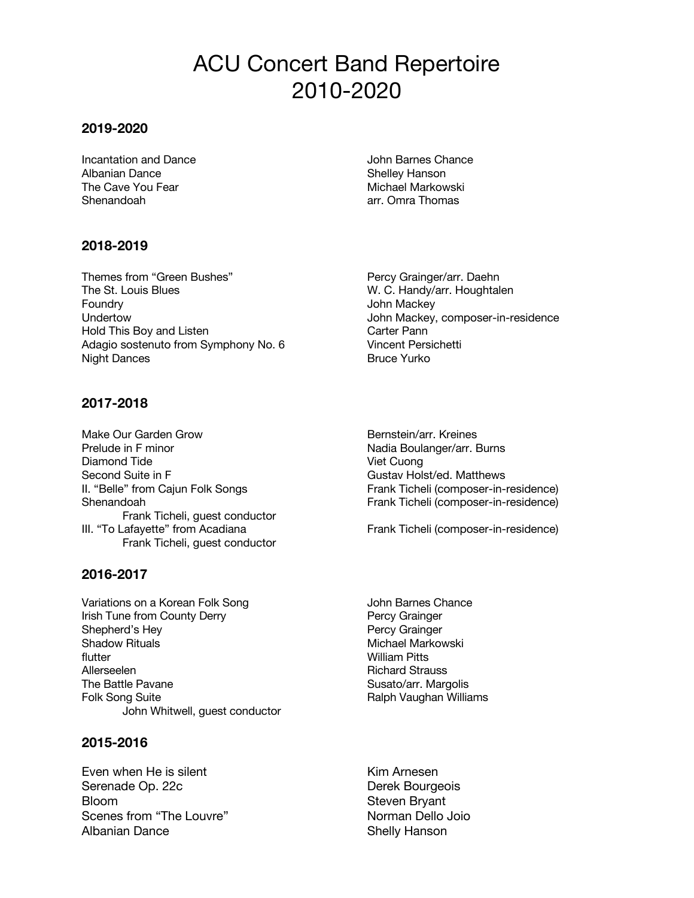# ACU Concert Band Repertoire 2010-2020

## 2019-2020

| | |
|---|---|
| Incantation and Dance | John Barnes Chance |
| Albanian Dance | Shelley Hanson |
| The Cave You Fear | Michael Markowski |
| Shenandoah | arr. Omra Thomas |

## 2018-2019

| | |
|---|---|
| Themes from “Green Bushes” | Percy Grainger/arr. Daehn |
| The St. Louis Blues | W. C. Handy/arr. Houghtalen |
| Foundry | John Mackey |
| Undertow | John Mackey, composer-in-residence |
| Hold This Boy and Listen | Carter Pann |
| Adagio sostenuto from Symphony No. 6 | Vincent Persichetti |
| Night Dances | Bruce Yurko |

## 2017-2018

| | |
|---|---|
| Make Our Garden Grow | Bernstein/arr. Kreines |
| Prelude in F minor | Nadia Boulanger/arr. Burns |
| Diamond Tide | Viet Cuong |
| Second Suite in F | Gustav Holst/ed. Matthews |
| II. “Belle” from Cajun Folk Songs | Frank Ticheli (composer-in-residence) |
| Shenandoah<br>Frank Ticheli, guest conductor | Frank Ticheli (composer-in-residence) |
| III. “To Lafayette” from Acadiana<br>Frank Ticheli, guest conductor | Frank Ticheli (composer-in-residence) |

## 2016-2017

| | |
|---|---|
| Variations on a Korean Folk Song | John Barnes Chance |
| Irish Tune from County Derry | Percy Grainger |
| Shepherd’s Hey | Percy Grainger |
| Shadow Rituals | Michael Markowski |
| flutter | William Pitts |
| Allerseelen | Richard Strauss |
| The Battle Pavane | Susato/arr. Margolis |
| Folk Song Suite<br>John Whitwell, guest conductor | Ralph Vaughan Williams |

## 2015-2016

| | |
|---|---|
| Even when He is silent | Kim Arnesen |
| Serenade Op. 22c | Derek Bourgeois |
| Bloom | Steven Bryant |
| Scenes from “The Louvre” | Norman Dello Joio |
| Albanian Dance | Shelly Hanson |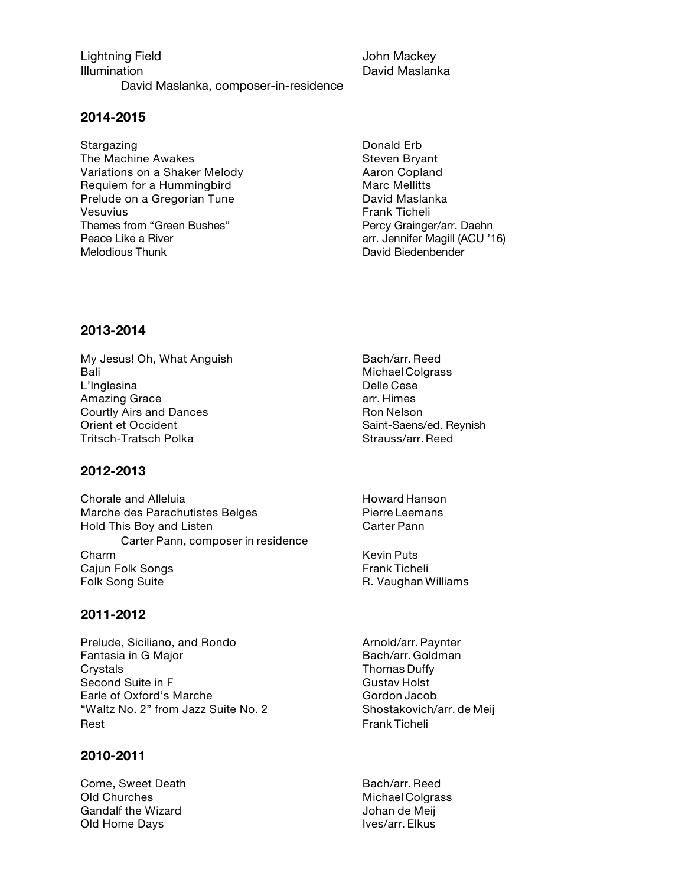| | |
|---|---|
| Lightning Field | John Mackey |
| Illumination | David Maslanka |
| David Maslanka, composer-in-residence | |

## 2014-2015

| | |
|---|---|
| Stargazing | Donald Erb |
| The Machine Awakes | Steven Bryant |
| Variations on a Shaker Melody | Aaron Copland |
| Requiem for a Hummingbird | Marc Mellitts |
| Prelude on a Gregorian Tune | David Maslanka |
| Vesuvius | Frank Ticheli |
| Themes from "Green Bushes" | Percy Grainger/arr. Daehn |
| Peace Like a River | arr. Jennifer Magill (ACU '16) |
| Melodious Thunk | David Biedenbender |

## 2013-2014

| | |
|---|---|
| My Jesus! Oh, What Anguish | Bach/arr. Reed |
| Bali | Michael Colgrass |
| L'Inglesina | Delle Cese |
| Amazing Grace | arr. Himes |
| Courtly Airs and Dances | Ron Nelson |
| Orient et Occident | Saint-Saens/ed. Reynish |
| Tritsch-Tratsch Polka | Strauss/arr. Reed |

## 2012-2013

| | |
|---|---|
| Chorale and Alleluia | Howard Hanson |
| Marche des Parachutistes Belges | Pierre Leemans |
| Hold This Boy and Listen | Carter Pann |
| Carter Pann, composer in residence | |
| Charm | Kevin Puts |
| Cajun Folk Songs | Frank Ticheli |
| Folk Song Suite | R. Vaughan Williams |

## 2011-2012

| | |
|---|---|
| Prelude, Siciliano, and Rondo | Arnold/arr. Paynter |
| Fantasia in G Major | Bach/arr. Goldman |
| Crystals | Thomas Duffy |
| Second Suite in F | Gustav Holst |
| Earle of Oxford's Marche | Gordon Jacob |
| "Waltz No. 2" from Jazz Suite No. 2 | Shostakovich/arr. de Meij |
| Rest | Frank Ticheli |

## 2010-2011

| | |
|---|---|
| Come, Sweet Death | Bach/arr. Reed |
| Old Churches | Michael Colgrass |
| Gandalf the Wizard | Johan de Meij |
| Old Home Days | Ives/arr. Elkus |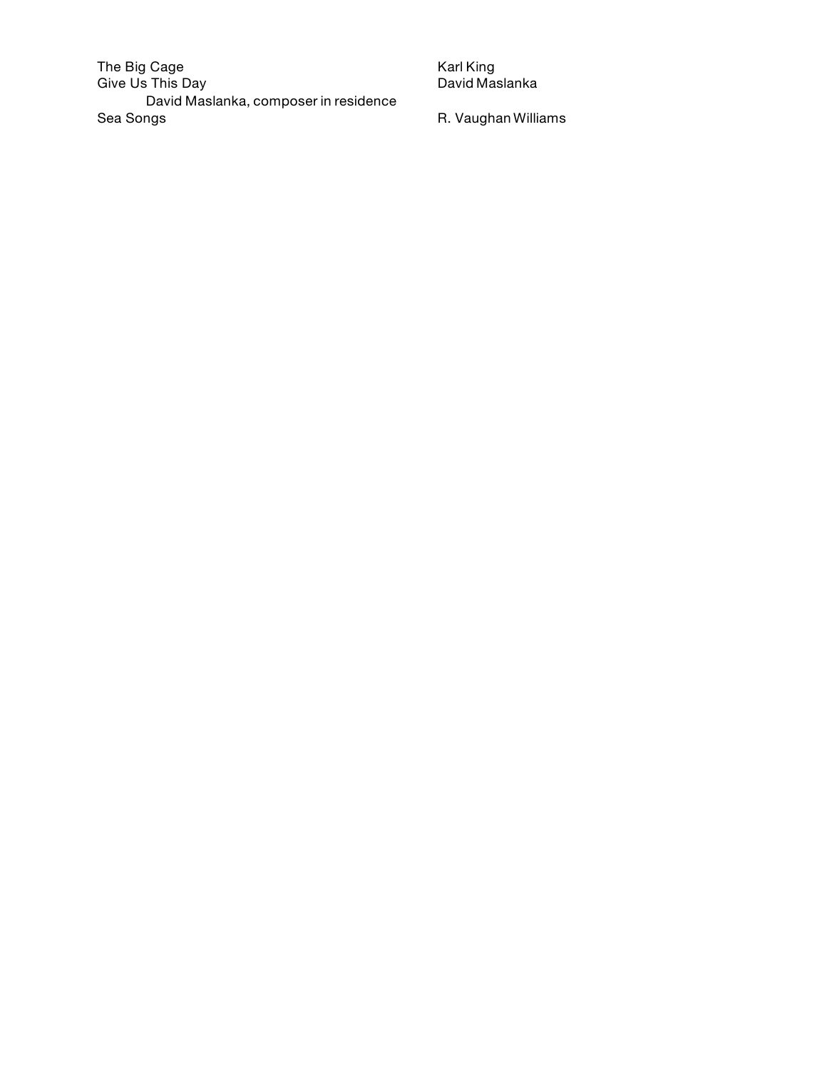| | |
|---|---|
| The Big Cage | Karl King |
| Give Us This Day | David Maslanka |
| David Maslanka, composer in residence | |
| Sea Songs | R. Vaughan Williams |